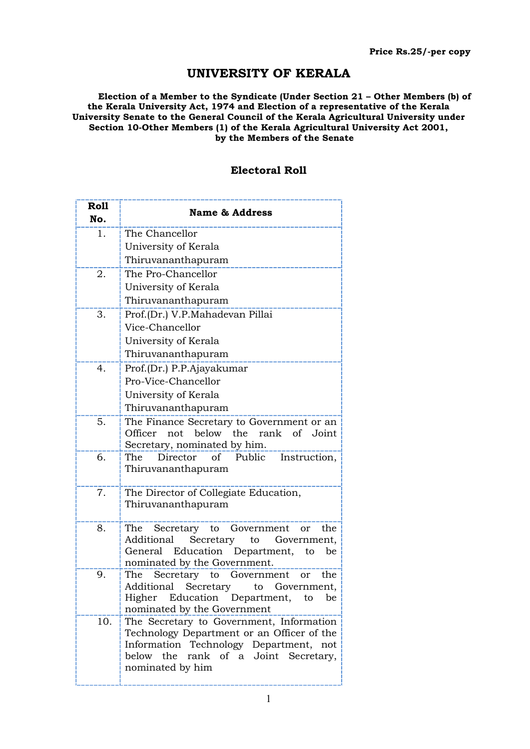**Price Rs.25/-per copy**

# UNIVERSITY OF KERALA

**Election of a Member to the Syndicate (Under Section 21 – Other Members (b) of the Kerala University Act, 1974 and Election of a representative of the Kerala University Senate to the General Council of the Kerala Agricultural University under Section 10-Other Members (1) of the Kerala Agricultural University Act 2001, by the Members of the Senate**

## Electoral Roll

| Roll No. | Name & Address |
|---|---|
| 1. | The Chancellor<br>University of Kerala<br>Thiruvananthapuram |
| 2. | The Pro-Chancellor<br>University of Kerala<br>Thiruvananthapuram |
| 3. | Prof.(Dr.) V.P.Mahadevan Pillai<br>Vice-Chancellor<br>University of Kerala<br>Thiruvananthapuram |
| 4. | Prof.(Dr.) P.P.Ajayakumar<br>Pro-Vice-Chancellor<br>University of Kerala<br>Thiruvananthapuram |
| 5. | The Finance Secretary to Government or an Officer not below the rank of Joint Secretary, nominated by him. |
| 6. | The Director of Public Instruction, Thiruvananthapuram |
| 7. | The Director of Collegiate Education, Thiruvananthapuram |
| 8. | The Secretary to Government or the Additional Secretary to Government, General Education Department, to be nominated by the Government. |
| 9. | The Secretary to Government or the Additional Secretary to Government, Higher Education Department, to be nominated by the Government |
| 10. | The Secretary to Government, Information Technology Department or an Officer of the Information Technology Department, not below the rank of a Joint Secretary, nominated by him |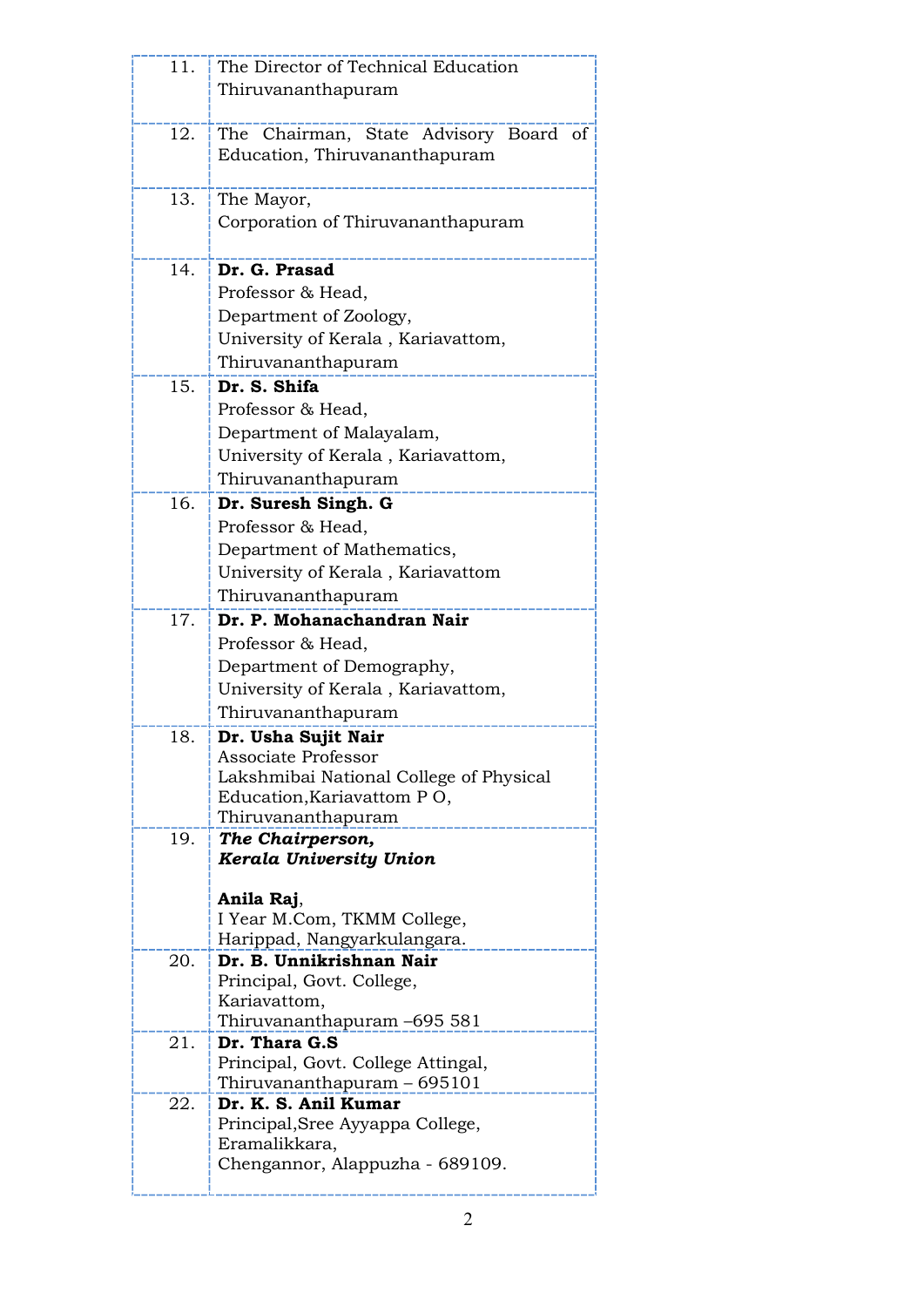| | |
|---|---|
| 11. | The Director of Technical Education<br>Thiruvananthapuram |
| 12. | The Chairman, State Advisory Board of Education, Thiruvananthapuram |
| 13. | The Mayor,<br>Corporation of Thiruvananthapuram |
| 14. | **Dr. G. Prasad**<br>Professor & Head,<br>Department of Zoology,<br>University of Kerala , Kariavattom,<br>Thiruvananthapuram |
| 15. | **Dr. S. Shifa**<br>Professor & Head,<br>Department of Malayalam,<br>University of Kerala , Kariavattom,<br>Thiruvananthapuram |
| 16. | **Dr. Suresh Singh. G**<br>Professor & Head,<br>Department of Mathematics,<br>University of Kerala , Kariavattom<br>Thiruvananthapuram |
| 17. | **Dr. P. Mohanachandran Nair**<br>Professor & Head,<br>Department of Demography,<br>University of Kerala , Kariavattom,<br>Thiruvananthapuram |
| 18. | **Dr. Usha Sujit Nair**<br>Associate Professor<br>Lakshmibai National College of Physical Education,Kariavattom P O,<br>Thiruvananthapuram |
| 19. | ***The Chairperson,***<br>***Kerala University Union***<br><br>**Anila Raj**,<br>I Year M.Com, TKMM College,<br>Harippad, Nangyarkulangara. |
| 20. | **Dr. B. Unnikrishnan Nair**<br>Principal, Govt. College,<br>Kariavattom,<br>Thiruvananthapuram –695 581 |
| 21. | **Dr. Thara G.S**<br>Principal, Govt. College Attingal,<br>Thiruvananthapuram – 695101 |
| 22. | **Dr. K. S. Anil Kumar**<br>Principal,Sree Ayyappa College,<br>Eramalikkara,<br>Chengannor, Alappuzha - 689109. |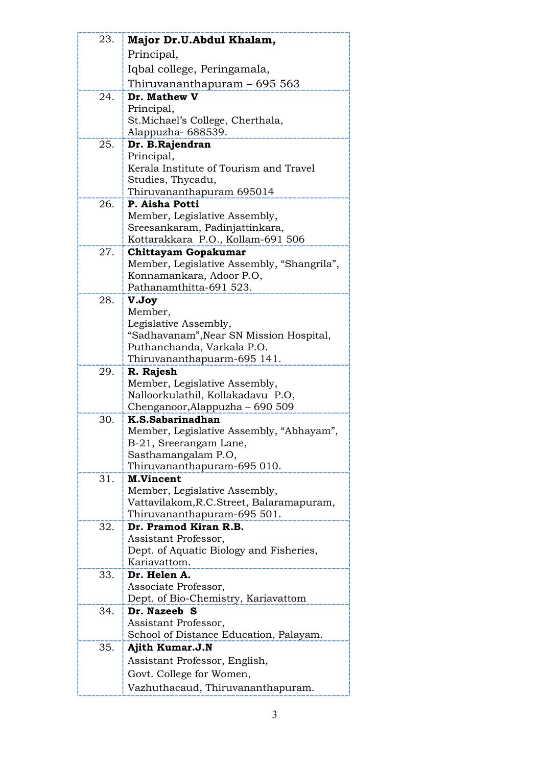| | |
|---|---|
| 23. | **Major Dr.U.Abdul Khalam,**<br>Principal,<br>Iqbal college, Peringamala,<br>Thiruvananthapuram – 695 563 |
| 24. | **Dr. Mathew V**<br>Principal,<br>St.Michael's College, Cherthala,<br>Alappuzha- 688539. |
| 25. | **Dr. B.Rajendran**<br>Principal,<br>Kerala Institute of Tourism and Travel Studies, Thycadu,<br>Thiruvananthapuram 695014 |
| 26. | **P. Aisha Potti**<br>Member, Legislative Assembly,<br>Sreesankaram, Padinjattinkara,<br>Kottarakkara P.O., Kollam-691 506 |
| 27. | **Chittayam Gopakumar**<br>Member, Legislative Assembly, "Shangrila",<br>Konnamankara, Adoor P.O,<br>Pathanamthitta-691 523. |
| 28. | **V.Joy**<br>Member,<br>Legislative Assembly,<br>"Sadhavanam",Near SN Mission Hospital,<br>Puthanchanda, Varkala P.O.<br>Thiruvananthapuarm-695 141. |
| 29. | **R. Rajesh**<br>Member, Legislative Assembly,<br>Nalloorkulathil, Kollakadavu P.O,<br>Chenganoor,Alappuzha – 690 509 |
| 30. | **K.S.Sabarinadhan**<br>Member, Legislative Assembly, "Abhayam",<br>B-21, Sreerangam Lane,<br>Sasthamangalam P.O,<br>Thiruvananthapuram-695 010. |
| 31. | **M.Vincent**<br>Member, Legislative Assembly,<br>Vattavilakom,R.C.Street, Balaramapuram,<br>Thiruvananthapuram-695 501. |
| 32. | **Dr. Pramod Kiran R.B.**<br>Assistant Professor,<br>Dept. of Aquatic Biology and Fisheries,<br>Kariavattom. |
| 33. | **Dr. Helen A.**<br>Associate Professor,<br>Dept. of Bio-Chemistry, Kariavattom |
| 34. | **Dr. Nazeeb S**<br>Assistant Professor,<br>School of Distance Education, Palayam. |
| 35. | **Ajith Kumar.J.N**<br>Assistant Professor, English,<br>Govt. College for Women,<br>Vazhuthacaud, Thiruvananthapuram. |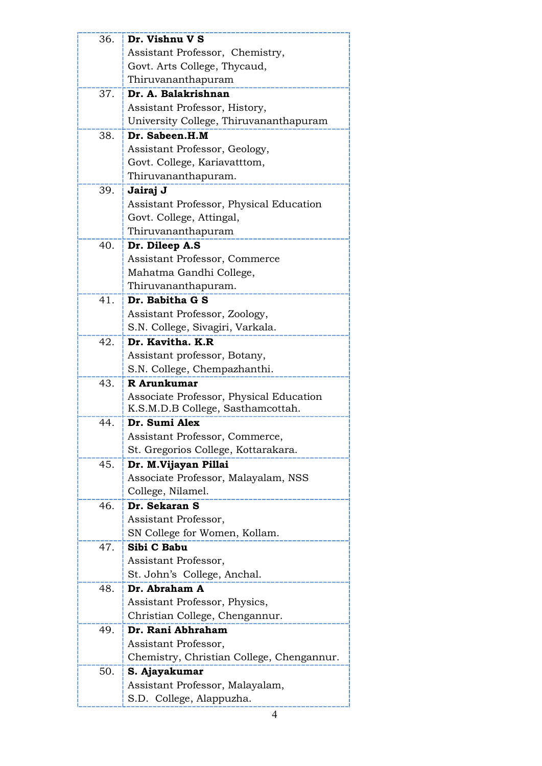| | |
|---|---|
| 36. | **Dr. Vishnu V S**<br>Assistant Professor, Chemistry,<br>Govt. Arts College, Thycaud,<br>Thiruvananthapuram |
| 37. | **Dr. A. Balakrishnan**<br>Assistant Professor, History,<br>University College, Thiruvananthapuram |
| 38. | **Dr. Sabeen.H.M**<br>Assistant Professor, Geology,<br>Govt. College, Kariavatttom,<br>Thiruvananthapuram. |
| 39. | **Jairaj J**<br>Assistant Professor, Physical Education<br>Govt. College, Attingal,<br>Thiruvananthapuram |
| 40. | **Dr. Dileep A.S**<br>Assistant Professor, Commerce<br>Mahatma Gandhi College,<br>Thiruvananthapuram. |
| 41. | **Dr. Babitha G S**<br>Assistant Professor, Zoology,<br>S.N. College, Sivagiri, Varkala. |
| 42. | **Dr. Kavitha. K.R**<br>Assistant professor, Botany,<br>S.N. College, Chempazhanthi. |
| 43. | **R Arunkumar**<br>Associate Professor, Physical Education<br>K.S.M.D.B College, Sasthamcottah. |
| 44. | **Dr. Sumi Alex**<br>Assistant Professor, Commerce,<br>St. Gregorios College, Kottarakara. |
| 45. | **Dr. M.Vijayan Pillai**<br>Associate Professor, Malayalam, NSS College, Nilamel. |
| 46. | **Dr. Sekaran S**<br>Assistant Professor,<br>SN College for Women, Kollam. |
| 47. | **Sibi C Babu**<br>Assistant Professor,<br>St. John's College, Anchal. |
| 48. | **Dr. Abraham A**<br>Assistant Professor, Physics,<br>Christian College, Chengannur. |
| 49. | **Dr. Rani Abhraham**<br>Assistant Professor,<br>Chemistry, Christian College, Chengannur. |
| 50. | **S. Ajayakumar**<br>Assistant Professor, Malayalam,<br>S.D. College, Alappuzha. |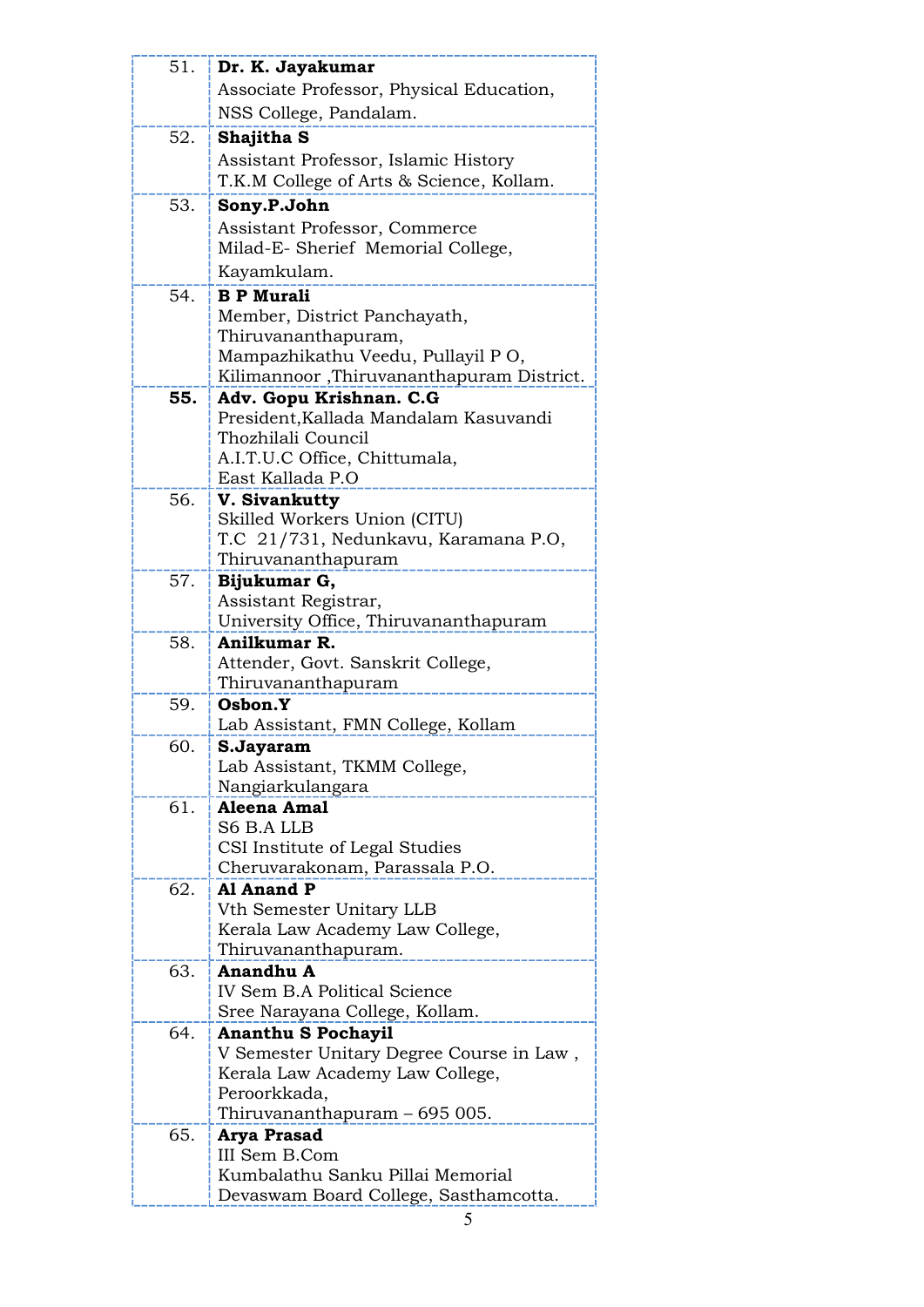| | |
|---|---|
| 51. | **Dr. K. Jayakumar**<br>Associate Professor, Physical Education,<br>NSS College, Pandalam. |
| 52. | **Shajitha S**<br>Assistant Professor, Islamic History<br>T.K.M College of Arts & Science, Kollam. |
| 53. | **Sony.P.John**<br>Assistant Professor, Commerce<br>Milad-E- Sherief Memorial College,<br>Kayamkulam. |
| 54. | **B P Murali**<br>Member, District Panchayath,<br>Thiruvananthapuram,<br>Mampazhikathu Veedu, Pullayil P O,<br>Kilimannoor ,Thiruvananthapuram District. |
| **55.** | **Adv. Gopu Krishnan. C.G**<br>President,Kallada Mandalam Kasuvandi<br>Thozhilali Council<br>A.I.T.U.C Office, Chittumala,<br>East Kallada P.O |
| 56. | **V. Sivankutty**<br>Skilled Workers Union (CITU)<br>T.C 21/731, Nedunkavu, Karamana P.O,<br>Thiruvananthapuram |
| 57. | **Bijukumar G,**<br>Assistant Registrar,<br>University Office, Thiruvananthapuram |
| 58. | **Anilkumar R.**<br>Attender, Govt. Sanskrit College,<br>Thiruvananthapuram |
| 59. | **Osbon.Y**<br>Lab Assistant, FMN College, Kollam |
| 60. | **S.Jayaram**<br>Lab Assistant, TKMM College,<br>Nangiarkulangara |
| 61. | **Aleena Amal**<br>S6 B.A LLB<br>CSI Institute of Legal Studies<br>Cheruvarakonam, Parassala P.O. |
| 62. | **Al Anand P**<br>Vth Semester Unitary LLB<br>Kerala Law Academy Law College,<br>Thiruvananthapuram. |
| 63. | **Anandhu A**<br>IV Sem B.A Political Science<br>Sree Narayana College, Kollam. |
| 64. | **Ananthu S Pochayil**<br>V Semester Unitary Degree Course in Law ,<br>Kerala Law Academy Law College,<br>Peroorkkada,<br>Thiruvananthapuram – 695 005. |
| 65. | **Arya Prasad**<br>III Sem B.Com<br>Kumbalathu Sanku Pillai Memorial<br>Devaswam Board College, Sasthamcotta. |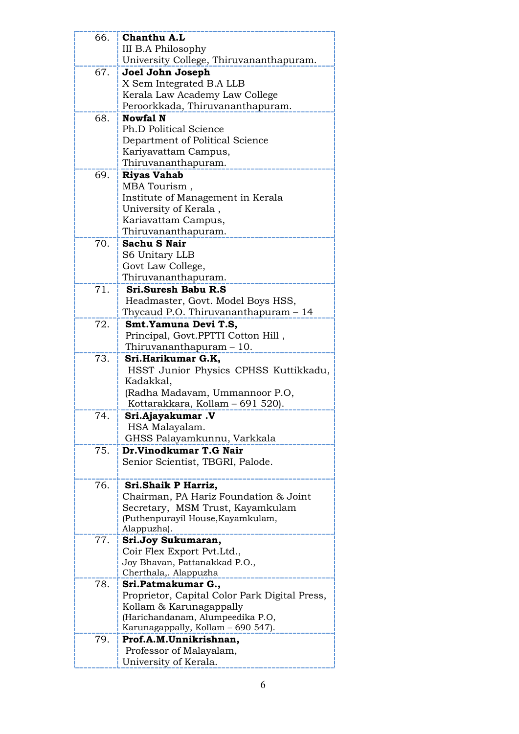| | |
|---|---|
| 66. | **Chanthu A.L**<br>III B.A Philosophy<br>University College, Thiruvananthapuram. |
| 67. | **Joel John Joseph**<br>X Sem Integrated B.A LLB<br>Kerala Law Academy Law College<br>Peroorkkada, Thiruvananthapuram. |
| 68. | **Nowfal N**<br>Ph.D Political Science<br>Department of Political Science<br>Kariyavattam Campus,<br>Thiruvananthapuram. |
| 69. | **Riyas Vahab**<br>MBA Tourism ,<br>Institute of Management in Kerala<br>University of Kerala ,<br>Kariavattam Campus,<br>Thiruvananthapuram. |
| 70. | **Sachu S Nair**<br>S6 Unitary LLB<br>Govt Law College,<br>Thiruvananthapuram. |
| 71. | **Sri.Suresh Babu R.S**<br>Headmaster, Govt. Model Boys HSS,<br>Thycaud P.O. Thiruvananthapuram – 14 |
| 72. | **Smt.Yamuna Devi T.S,**<br>Principal, Govt.PPTTI Cotton Hill ,<br>Thiruvananthapuram – 10. |
| 73. | **Sri.Harikumar G.K,**<br>HSST Junior Physics CPHSS Kuttikkadu, Kadakkal,<br>(Radha Madavam, Ummannoor P.O,<br>Kottarakkara, Kollam – 691 520). |
| 74. | **Sri.Ajayakumar .V**<br>HSA Malayalam.<br>GHSS Palayamkunnu, Varkkala |
| 75. | **Dr.Vinodkumar T.G Nair**<br>Senior Scientist, TBGRI, Palode. |
| 76. | **Sri.Shaik P Harriz,**<br>Chairman, PA Hariz Foundation & Joint Secretary, MSM Trust, Kayamkulam<br>(Puthenpurayil House,Kayamkulam, Alappuzha). |
| 77. | **Sri.Joy Sukumaran,**<br>Coir Flex Export Pvt.Ltd.,<br>Joy Bhavan, Pattanakkad P.O.,<br>Cherthala,. Alappuzha |
| 78. | **Sri.Patmakumar G.,**<br>Proprietor, Capital Color Park Digital Press, Kollam & Karunagappally<br>(Harichandanam, Alumpeedika P.O,<br>Karunagappally, Kollam – 690 547). |
| 79. | **Prof.A.M.Unnikrishnan,**<br>Professor of Malayalam,<br>University of Kerala. |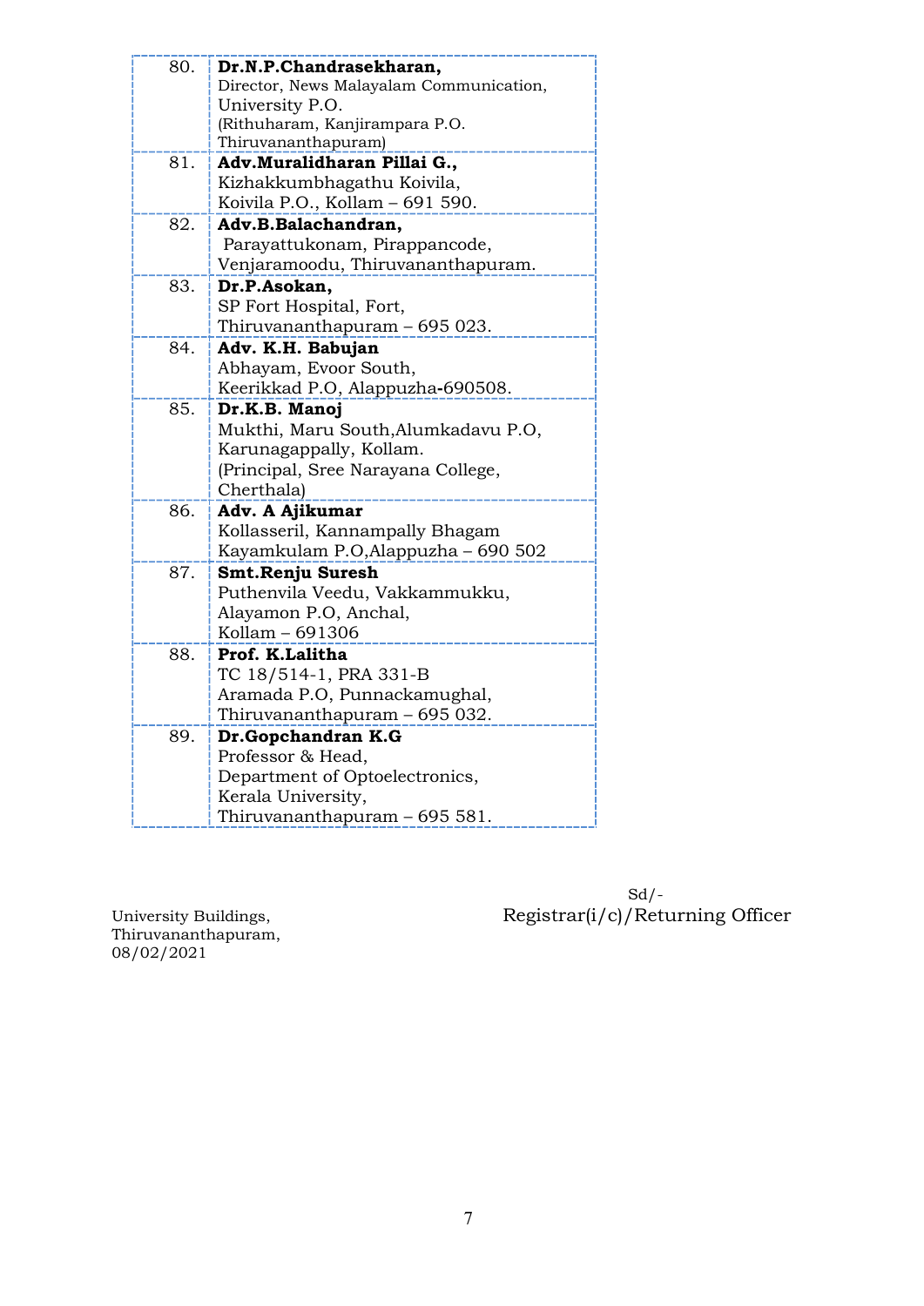| | |
|---|---|
| 80. | **Dr.N.P.Chandrasekharan,**<br>Director, News Malayalam Communication,<br>University P.O.<br>(Rithuharam, Kanjirampara P.O.<br>Thiruvananthapuram) |
| 81. | **Adv.Muralidharan Pillai G.,**<br>Kizhakkumbhagathu Koivila,<br>Koivila P.O., Kollam – 691 590. |
| 82. | **Adv.B.Balachandran,**<br>Parayattukonam, Pirappancode,<br>Venjaramoodu, Thiruvananthapuram. |
| 83. | **Dr.P.Asokan,**<br>SP Fort Hospital, Fort,<br>Thiruvananthapuram – 695 023. |
| 84. | **Adv. K.H. Babujan**<br>Abhayam, Evoor South,<br>Keerikkad P.O, Alappuzha-690508. |
| 85. | **Dr.K.B. Manoj**<br>Mukthi, Maru South,Alumkadavu P.O,<br>Karunagappally, Kollam.<br>(Principal, Sree Narayana College,<br>Cherthala) |
| 86. | **Adv. A Ajikumar**<br>Kollasseril, Kannampally Bhagam<br>Kayamkulam P.O,Alappuzha – 690 502 |
| 87. | **Smt.Renju Suresh**<br>Puthenvila Veedu, Vakkammukku,<br>Alayamon P.O, Anchal,<br>Kollam – 691306 |
| 88. | **Prof. K.Lalitha**<br>TC 18/514-1, PRA 331-B<br>Aramada P.O, Punnackamughal,<br>Thiruvananthapuram – 695 032. |
| 89. | **Dr.Gopchandran K.G**<br>Professor & Head,<br>Department of Optoelectronics,<br>Kerala University,<br>Thiruvananthapuram – 695 581. |

Sd/-
Registrar(i/c)/Returning Officer

University Buildings,
Thiruvananthapuram,
08/02/2021